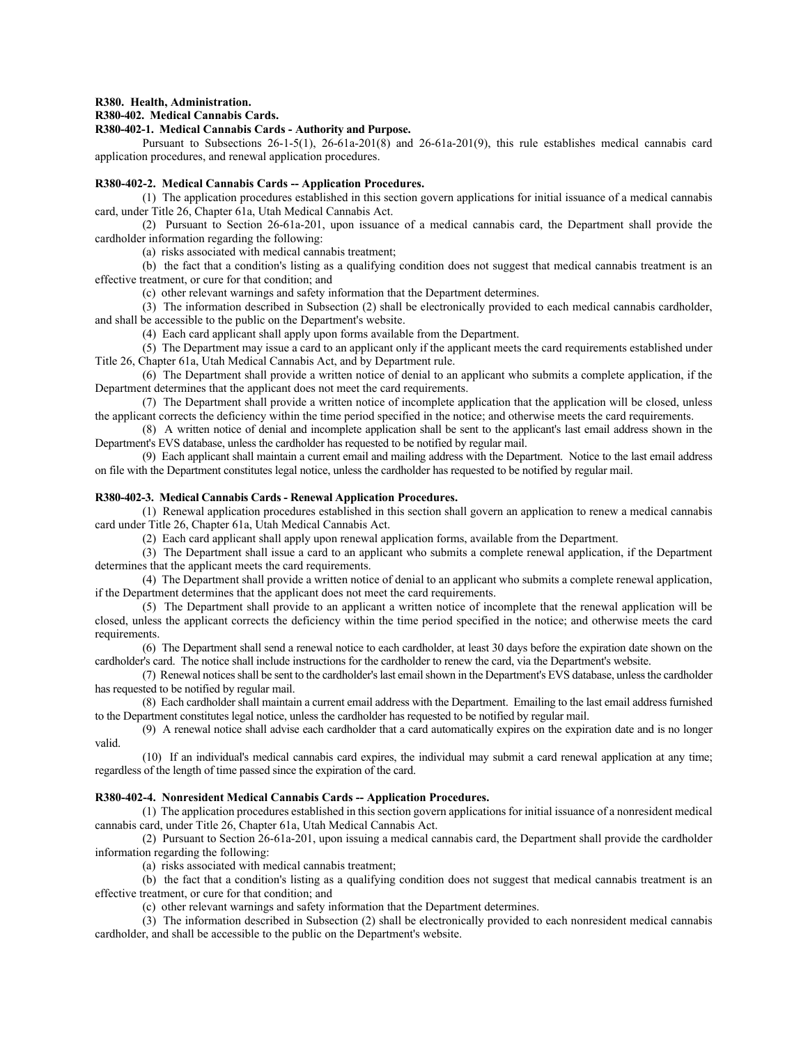**R380. Health, Administration.**

**R380-402. Medical Cannabis Cards.**

**R380-402-1. Medical Cannabis Cards - Authority and Purpose.**

Pursuant to Subsections 26-1-5(1), 26-61a-201(8) and 26-61a-201(9), this rule establishes medical cannabis card application procedures, and renewal application procedures.

**R380-402-2. Medical Cannabis Cards -- Application Procedures.**

(1) The application procedures established in this section govern applications for initial issuance of a medical cannabis card, under Title 26, Chapter 61a, Utah Medical Cannabis Act.

(2) Pursuant to Section 26-61a-201, upon issuance of a medical cannabis card, the Department shall provide the cardholder information regarding the following:

(a) risks associated with medical cannabis treatment;

(b) the fact that a condition's listing as a qualifying condition does not suggest that medical cannabis treatment is an effective treatment, or cure for that condition; and

(c) other relevant warnings and safety information that the Department determines.

(3) The information described in Subsection (2) shall be electronically provided to each medical cannabis cardholder, and shall be accessible to the public on the Department's website.

(4) Each card applicant shall apply upon forms available from the Department.

(5) The Department may issue a card to an applicant only if the applicant meets the card requirements established under Title 26, Chapter 61a, Utah Medical Cannabis Act, and by Department rule.

(6) The Department shall provide a written notice of denial to an applicant who submits a complete application, if the Department determines that the applicant does not meet the card requirements.

(7) The Department shall provide a written notice of incomplete application that the application will be closed, unless the applicant corrects the deficiency within the time period specified in the notice; and otherwise meets the card requirements.

(8) A written notice of denial and incomplete application shall be sent to the applicant's last email address shown in the Department's EVS database, unless the cardholder has requested to be notified by regular mail.

(9) Each applicant shall maintain a current email and mailing address with the Department. Notice to the last email address on file with the Department constitutes legal notice, unless the cardholder has requested to be notified by regular mail.

**R380-402-3. Medical Cannabis Cards - Renewal Application Procedures.**

(1) Renewal application procedures established in this section shall govern an application to renew a medical cannabis card under Title 26, Chapter 61a, Utah Medical Cannabis Act.

(2) Each card applicant shall apply upon renewal application forms, available from the Department.

(3) The Department shall issue a card to an applicant who submits a complete renewal application, if the Department determines that the applicant meets the card requirements.

(4) The Department shall provide a written notice of denial to an applicant who submits a complete renewal application, if the Department determines that the applicant does not meet the card requirements.

(5) The Department shall provide to an applicant a written notice of incomplete that the renewal application will be closed, unless the applicant corrects the deficiency within the time period specified in the notice; and otherwise meets the card requirements.

(6) The Department shall send a renewal notice to each cardholder, at least 30 days before the expiration date shown on the cardholder's card. The notice shall include instructions for the cardholder to renew the card, via the Department's website.

(7) Renewal notices shall be sent to the cardholder's last email shown in the Department's EVS database, unless the cardholder has requested to be notified by regular mail.

(8) Each cardholder shall maintain a current email address with the Department. Emailing to the last email address furnished to the Department constitutes legal notice, unless the cardholder has requested to be notified by regular mail.

(9) A renewal notice shall advise each cardholder that a card automatically expires on the expiration date and is no longer valid.

(10) If an individual's medical cannabis card expires, the individual may submit a card renewal application at any time; regardless of the length of time passed since the expiration of the card.

**R380-402-4. Nonresident Medical Cannabis Cards -- Application Procedures.**

(1) The application procedures established in this section govern applications for initial issuance of a nonresident medical cannabis card, under Title 26, Chapter 61a, Utah Medical Cannabis Act.

(2) Pursuant to Section 26-61a-201, upon issuing a medical cannabis card, the Department shall provide the cardholder information regarding the following:

(a) risks associated with medical cannabis treatment;

(b) the fact that a condition's listing as a qualifying condition does not suggest that medical cannabis treatment is an effective treatment, or cure for that condition; and

(c) other relevant warnings and safety information that the Department determines.

(3) The information described in Subsection (2) shall be electronically provided to each nonresident medical cannabis cardholder, and shall be accessible to the public on the Department's website.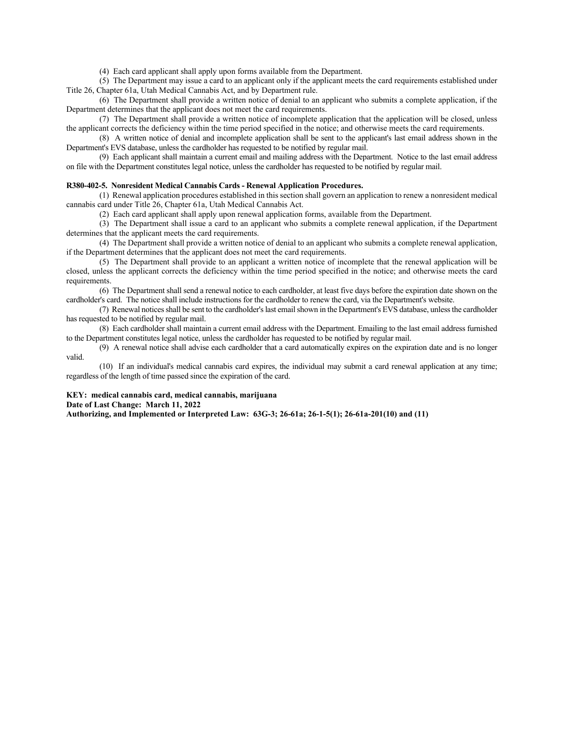(4) Each card applicant shall apply upon forms available from the Department.

(5) The Department may issue a card to an applicant only if the applicant meets the card requirements established under Title 26, Chapter 61a, Utah Medical Cannabis Act, and by Department rule.

(6) The Department shall provide a written notice of denial to an applicant who submits a complete application, if the Department determines that the applicant does not meet the card requirements.

(7) The Department shall provide a written notice of incomplete application that the application will be closed, unless the applicant corrects the deficiency within the time period specified in the notice; and otherwise meets the card requirements.

(8) A written notice of denial and incomplete application shall be sent to the applicant's last email address shown in the Department's EVS database, unless the cardholder has requested to be notified by regular mail.

(9) Each applicant shall maintain a current email and mailing address with the Department. Notice to the last email address on file with the Department constitutes legal notice, unless the cardholder has requested to be notified by regular mail.

**R380-402-5. Nonresident Medical Cannabis Cards - Renewal Application Procedures.**

(1) Renewal application procedures established in this section shall govern an application to renew a nonresident medical cannabis card under Title 26, Chapter 61a, Utah Medical Cannabis Act.

(2) Each card applicant shall apply upon renewal application forms, available from the Department.

(3) The Department shall issue a card to an applicant who submits a complete renewal application, if the Department determines that the applicant meets the card requirements.

(4) The Department shall provide a written notice of denial to an applicant who submits a complete renewal application, if the Department determines that the applicant does not meet the card requirements.

(5) The Department shall provide to an applicant a written notice of incomplete that the renewal application will be closed, unless the applicant corrects the deficiency within the time period specified in the notice; and otherwise meets the card requirements.

(6) The Department shall send a renewal notice to each cardholder, at least five days before the expiration date shown on the cardholder's card. The notice shall include instructions for the cardholder to renew the card, via the Department's website.

(7) Renewal notices shall be sent to the cardholder's last email shown in the Department's EVS database, unless the cardholder has requested to be notified by regular mail.

(8) Each cardholder shall maintain a current email address with the Department. Emailing to the last email address furnished to the Department constitutes legal notice, unless the cardholder has requested to be notified by regular mail.

(9) A renewal notice shall advise each cardholder that a card automatically expires on the expiration date and is no longer valid.

(10) If an individual's medical cannabis card expires, the individual may submit a card renewal application at any time; regardless of the length of time passed since the expiration of the card.

**KEY: medical cannabis card, medical cannabis, marijuana**
**Date of Last Change: March 11, 2022**
**Authorizing, and Implemented or Interpreted Law: 63G-3; 26-61a; 26-1-5(1); 26-61a-201(10) and (11)**